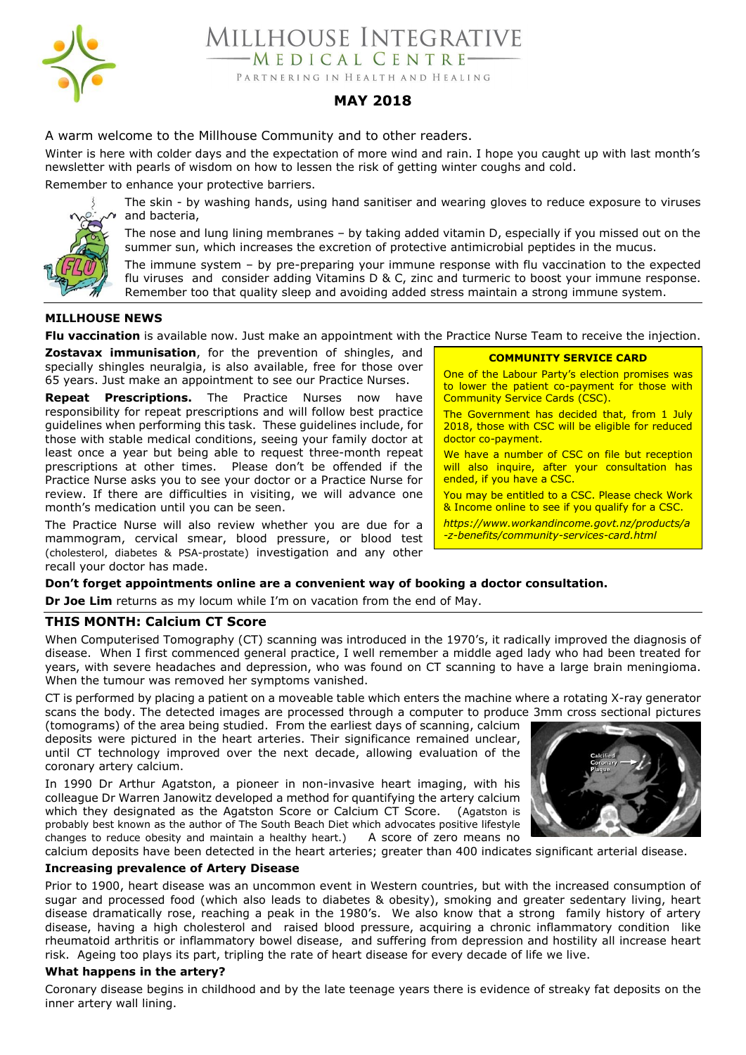# MILLHOUSE INTEGRATIVE MEDICAL CENTRE

PARTNERING IN HEALTH AND HEALING

## MAY 2018

A warm welcome to the Millhouse Community and to other readers.

Winter is here with colder days and the expectation of more wind and rain. I hope you caught up with last month's newsletter with pearls of wisdom on how to lessen the risk of getting winter coughs and cold.

Remember to enhance your protective barriers.

The skin - by washing hands, using hand sanitiser and wearing gloves to reduce exposure to viruses and bacteria,

The nose and lung lining membranes – by taking added vitamin D, especially if you missed out on the summer sun, which increases the excretion of protective antimicrobial peptides in the mucus.

The immune system – by pre-preparing your immune response with flu vaccination to the expected flu viruses and consider adding Vitamins D & C, zinc and turmeric to boost your immune response. Remember too that quality sleep and avoiding added stress maintain a strong immune system.

### MILLHOUSE NEWS

**Flu vaccination** is available now. Just make an appointment with the Practice Nurse Team to receive the injection.

**Zostavax immunisation**, for the prevention of shingles, and specially shingles neuralgia, is also available, free for those over 65 years. Just make an appointment to see our Practice Nurses.

**Repeat Prescriptions.** The Practice Nurses now have responsibility for repeat prescriptions and will follow best practice guidelines when performing this task. These guidelines include, for those with stable medical conditions, seeing your family doctor at least once a year but being able to request three-month repeat prescriptions at other times. Please don't be offended if the Practice Nurse asks you to see your doctor or a Practice Nurse for review. If there are difficulties in visiting, we will advance one month's medication until you can be seen.

The Practice Nurse will also review whether you are due for a mammogram, cervical smear, blood pressure, or blood test (cholesterol, diabetes & PSA-prostate) investigation and any other recall your doctor has made.

**COMMUNITY SERVICE CARD**

One of the Labour Party's election promises was to lower the patient co-payment for those with Community Service Cards (CSC).

The Government has decided that, from 1 July 2018, those with CSC will be eligible for reduced doctor co-payment.

We have a number of CSC on file but reception will also inquire, after your consultation has ended, if you have a CSC.

You may be entitled to a CSC. Please check Work & Income online to see if you qualify for a CSC.

*https://www.workandincome.govt.nz/products/a-z-benefits/community-services-card.html*

**Don't forget appointments online are a convenient way of booking a doctor consultation.**

**Dr Joe Lim** returns as my locum while I'm on vacation from the end of May.

### THIS MONTH: Calcium CT Score

When Computerised Tomography (CT) scanning was introduced in the 1970's, it radically improved the diagnosis of disease. When I first commenced general practice, I well remember a middle aged lady who had been treated for years, with severe headaches and depression, who was found on CT scanning to have a large brain meningioma. When the tumour was removed her symptoms vanished.

CT is performed by placing a patient on a moveable table which enters the machine where a rotating X-ray generator scans the body. The detected images are processed through a computer to produce 3mm cross sectional pictures (tomograms) of the area being studied. From the earliest days of scanning, calcium deposits were pictured in the heart arteries. Their significance remained unclear, until CT technology improved over the next decade, allowing evaluation of the coronary artery calcium.

In 1990 Dr Arthur Agatston, a pioneer in non-invasive heart imaging, with his colleague Dr Warren Janowitz developed a method for quantifying the artery calcium which they designated as the Agatston Score or Calcium CT Score. (Agatston is probably best known as the author of The South Beach Diet which advocates positive lifestyle changes to reduce obesity and maintain a healthy heart.) A score of zero means no calcium deposits have been detected in the heart arteries; greater than 400 indicates significant arterial disease.

#### Increasing prevalence of Artery Disease

Prior to 1900, heart disease was an uncommon event in Western countries, but with the increased consumption of sugar and processed food (which also leads to diabetes & obesity), smoking and greater sedentary living, heart disease dramatically rose, reaching a peak in the 1980's. We also know that a strong family history of artery disease, having a high cholesterol and raised blood pressure, acquiring a chronic inflammatory condition like rheumatoid arthritis or inflammatory bowel disease, and suffering from depression and hostility all increase heart risk. Ageing too plays its part, tripling the rate of heart disease for every decade of life we live.

#### What happens in the artery?

Coronary disease begins in childhood and by the late teenage years there is evidence of streaky fat deposits on the inner artery wall lining.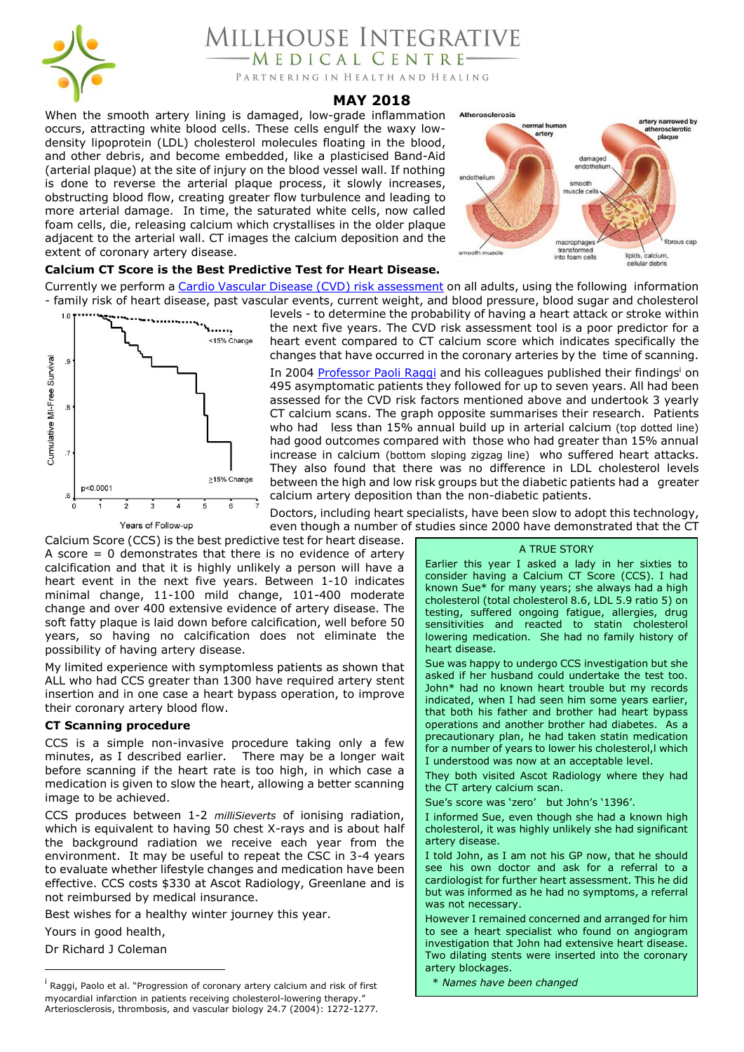# MILLHOUSE INTEGRATIVE MEDICAL CENTRE

PARTNERING IN HEALTH AND HEALING

## MAY 2018

When the smooth artery lining is damaged, low-grade inflammation occurs, attracting white blood cells. These cells engulf the waxy low-density lipoprotein (LDL) cholesterol molecules floating in the blood, and other debris, and become embedded, like a plasticised Band-Aid (arterial plaque) at the site of injury on the blood vessel wall. If nothing is done to reverse the arterial plaque process, it slowly increases, obstructing blood flow, creating greater flow turbulence and leading to more arterial damage. In time, the saturated white cells, now called foam cells, die, releasing calcium which crystallises in the older plaque adjacent to the arterial wall. CT images the calcium deposition and the extent of coronary artery disease.

Atherosclerosis

normal human artery

artery narrowed by atherosclerotic plaque

endothelium

damaged endothelium

smooth muscle cells

smooth muscle

macrophages transformed into foam cells

lipids, calcium, cellular debris

fibrous cap

### Calcium CT Score is the Best Predictive Test for Heart Disease.

Currently we perform a Cardio Vascular Disease (CVD) risk assessment on all adults, using the following information - family risk of heart disease, past vascular events, current weight, and blood pressure, blood sugar and cholesterol levels - to determine the probability of having a heart attack or stroke within the next five years. The CVD risk assessment tool is a poor predictor for a heart event compared to CT calcium score which indicates specifically the changes that have occurred in the coronary arteries by the time of scanning.

1.0

.9

.8

.7

.6

Cumulative MI-Free Survival

<15% Change

≥15% Change

p<0.0001

0 1 2 3 4 5 6 7

Years of Follow-up

In 2004 Professor Paoli Raggi and his colleagues published their findings[i] on 495 asymptomatic patients they followed for up to seven years. All had been assessed for the CVD risk factors mentioned above and undertook 3 yearly CT calcium scans. The graph opposite summarises their research. Patients who had less than 15% annual build up in arterial calcium (top dotted line) had good outcomes compared with those who had greater than 15% annual increase in calcium (bottom sloping zigzag line) who suffered heart attacks. They also found that there was no difference in LDL cholesterol levels between the high and low risk groups but the diabetic patients had a greater calcium artery deposition than the non-diabetic patients.

Doctors, including heart specialists, have been slow to adopt this technology, even though a number of studies since 2000 have demonstrated that the CT Calcium Score (CCS) is the best predictive test for heart disease. A score = 0 demonstrates that there is no evidence of artery calcification and that it is highly unlikely a person will have a heart event in the next five years. Between 1-10 indicates minimal change, 11-100 mild change, 101-400 moderate change and over 400 extensive evidence of artery disease. The soft fatty plaque is laid down before calcification, well before 50 years, so having no calcification does not eliminate the possibility of having artery disease.

My limited experience with symptomless patients as shown that ALL who had CCS greater than 1300 have required artery stent insertion and in one case a heart bypass operation, to improve their coronary artery blood flow.

### CT Scanning procedure

CCS is a simple non-invasive procedure taking only a few minutes, as I described earlier. There may be a longer wait before scanning if the heart rate is too high, in which case a medication is given to slow the heart, allowing a better scanning image to be achieved.

CCS produces between 1-2 *milliSieverts* of ionising radiation, which is equivalent to having 50 chest X-rays and is about half the background radiation we receive each year from the environment. It may be useful to repeat the CSC in 3-4 years to evaluate whether lifestyle changes and medication have been effective. CCS costs $330 at Ascot Radiology, Greenlane and is not reimbursed by medical insurance.

Best wishes for a healthy winter journey this year.

Yours in good health,

Dr Richard J Coleman

---

A TRUE STORY

Earlier this year I asked a lady in her sixties to consider having a Calcium CT Score (CCS). I had known Sue* for many years; she always had a high cholesterol (total cholesterol 8.6, LDL 5.9 ratio 5) on testing, suffered ongoing fatigue, allergies, drug sensitivities and reacted to statin cholesterol lowering medication. She had no family history of heart disease.

Sue was happy to undergo CCS investigation but she asked if her husband could undertake the test too. John* had no known heart trouble but my records indicated, when I had seen him some years earlier, that both his father and brother had heart bypass operations and another brother had diabetes. As a precautionary plan, he had taken statin medication for a number of years to lower his cholesterol,l which I understood was now at an acceptable level.

They both visited Ascot Radiology where they had the CT artery calcium scan.

Sue's score was 'zero' but John's '1396'.

I informed Sue, even though she had a known high cholesterol, it was highly unlikely she had significant artery disease.

I told John, as I am not his GP now, that he should see his own doctor and ask for a referral to a cardiologist for further heart assessment. This he did but was informed as he had no symptoms, a referral was not necessary.

However I remained concerned and arranged for him to see a heart specialist who found on angiogram investigation that John had extensive heart disease. Two dilating stents were inserted into the coronary artery blockages.

*\* Names have been changed*

---

[i] Raggi, Paolo et al. "Progression of coronary artery calcium and risk of first myocardial infarction in patients receiving cholesterol-lowering therapy." Arteriosclerosis, thrombosis, and vascular biology 24.7 (2004): 1272-1277.